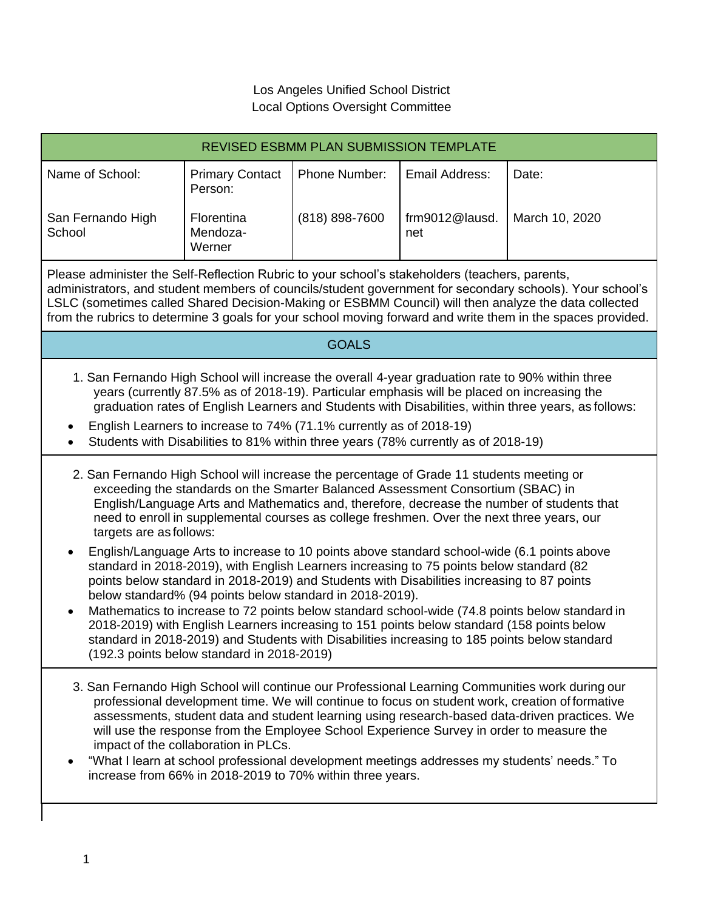Los Angeles Unified School District
Local Options Oversight Committee

| REVISED ESBMM PLAN SUBMISSION TEMPLATE | | | | |
|---|---|---|---|---|
| Name of School: | Primary Contact Person: | Phone Number: | Email Address: | Date: |
| San Fernando High School | Florentina Mendoza-Werner | (818) 898-7600 | frm9012@lausd.net | March 10, 2020 |

Please administer the Self-Reflection Rubric to your school's stakeholders (teachers, parents, administrators, and student members of councils/student government for secondary schools). Your school's LSLC (sometimes called Shared Decision-Making or ESBMM Council) will then analyze the data collected from the rubrics to determine 3 goals for your school moving forward and write them in the spaces provided.

## GOALS

1. San Fernando High School will increase the overall 4-year graduation rate to 90% within three years (currently 87.5% as of 2018-19). Particular emphasis will be placed on increasing the graduation rates of English Learners and Students with Disabilities, within three years, as follows:

- English Learners to increase to 74% (71.1% currently as of 2018-19)
- Students with Disabilities to 81% within three years (78% currently as of 2018-19)

2. San Fernando High School will increase the percentage of Grade 11 students meeting or exceeding the standards on the Smarter Balanced Assessment Consortium (SBAC) in English/Language Arts and Mathematics and, therefore, decrease the number of students that need to enroll in supplemental courses as college freshmen. Over the next three years, our targets are as follows:

- English/Language Arts to increase to 10 points above standard school-wide (6.1 points above standard in 2018-2019), with English Learners increasing to 75 points below standard (82 points below standard in 2018-2019) and Students with Disabilities increasing to 87 points below standard% (94 points below standard in 2018-2019).
- Mathematics to increase to 72 points below standard school-wide (74.8 points below standard in 2018-2019) with English Learners increasing to 151 points below standard (158 points below standard in 2018-2019) and Students with Disabilities increasing to 185 points below standard (192.3 points below standard in 2018-2019)

3. San Fernando High School will continue our Professional Learning Communities work during our professional development time. We will continue to focus on student work, creation of formative assessments, student data and student learning using research-based data-driven practices. We will use the response from the Employee School Experience Survey in order to measure the impact of the collaboration in PLCs.

- "What I learn at school professional development meetings addresses my students' needs." To increase from 66% in 2018-2019 to 70% within three years.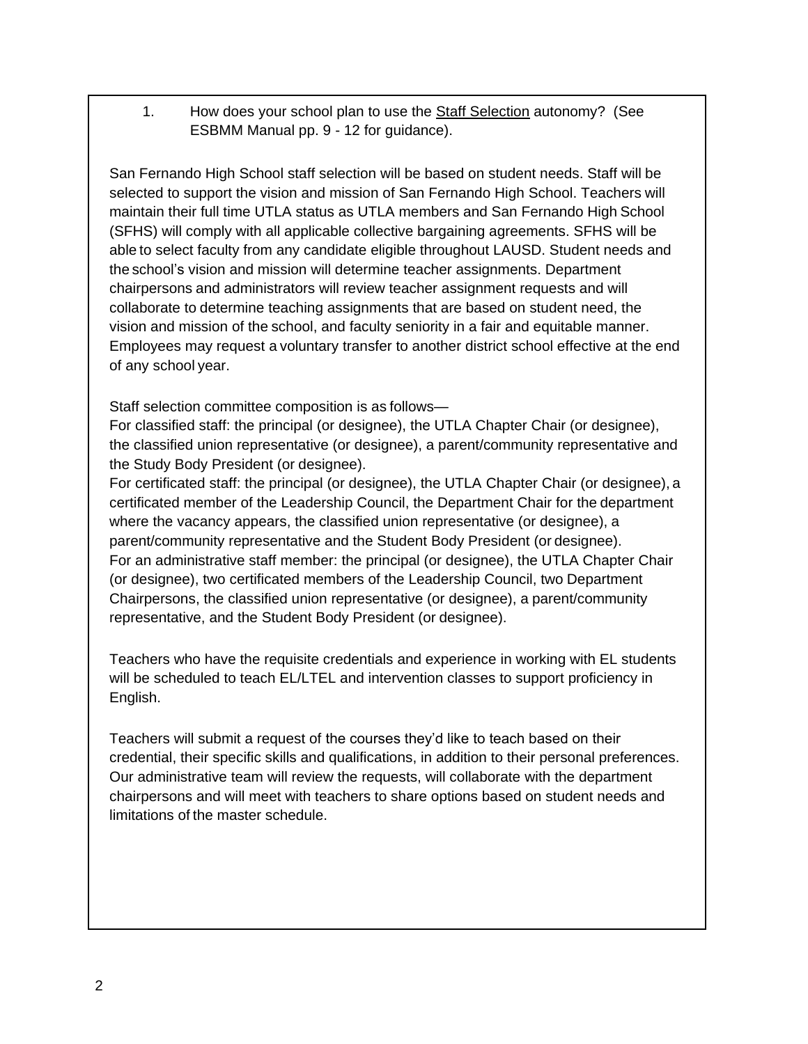1. How does your school plan to use the <u>Staff Selection</u> autonomy? (See ESBMM Manual pp. 9 - 12 for guidance).

San Fernando High School staff selection will be based on student needs. Staff will be selected to support the vision and mission of San Fernando High School. Teachers will maintain their full time UTLA status as UTLA members and San Fernando High School (SFHS) will comply with all applicable collective bargaining agreements. SFHS will be able to select faculty from any candidate eligible throughout LAUSD. Student needs and the school's vision and mission will determine teacher assignments. Department chairpersons and administrators will review teacher assignment requests and will collaborate to determine teaching assignments that are based on student need, the vision and mission of the school, and faculty seniority in a fair and equitable manner. Employees may request a voluntary transfer to another district school effective at the end of any school year.

Staff selection committee composition is as follows—
For classified staff: the principal (or designee), the UTLA Chapter Chair (or designee), the classified union representative (or designee), a parent/community representative and the Study Body President (or designee).
For certificated staff: the principal (or designee), the UTLA Chapter Chair (or designee), a certificated member of the Leadership Council, the Department Chair for the department where the vacancy appears, the classified union representative (or designee), a parent/community representative and the Student Body President (or designee).
For an administrative staff member: the principal (or designee), the UTLA Chapter Chair (or designee), two certificated members of the Leadership Council, two Department Chairpersons, the classified union representative (or designee), a parent/community representative, and the Student Body President (or designee).

Teachers who have the requisite credentials and experience in working with EL students will be scheduled to teach EL/LTEL and intervention classes to support proficiency in English.

Teachers will submit a request of the courses they'd like to teach based on their credential, their specific skills and qualifications, in addition to their personal preferences. Our administrative team will review the requests, will collaborate with the department chairpersons and will meet with teachers to share options based on student needs and limitations of the master schedule.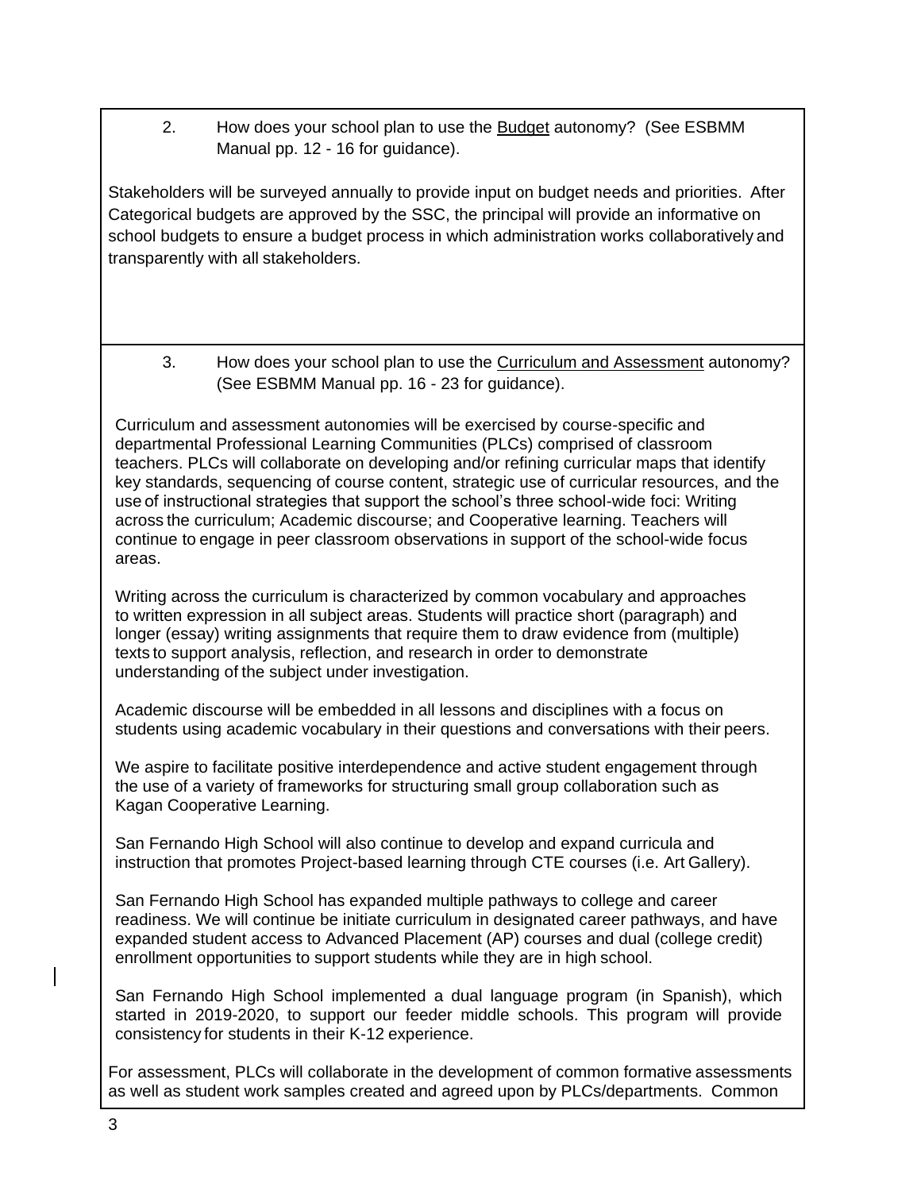2. How does your school plan to use the Budget autonomy? (See ESBMM Manual pp. 12 - 16 for guidance).

Stakeholders will be surveyed annually to provide input on budget needs and priorities. After Categorical budgets are approved by the SSC, the principal will provide an informative on school budgets to ensure a budget process in which administration works collaboratively and transparently with all stakeholders.

3. How does your school plan to use the Curriculum and Assessment autonomy? (See ESBMM Manual pp. 16 - 23 for guidance).

Curriculum and assessment autonomies will be exercised by course-specific and departmental Professional Learning Communities (PLCs) comprised of classroom teachers. PLCs will collaborate on developing and/or refining curricular maps that identify key standards, sequencing of course content, strategic use of curricular resources, and the use of instructional strategies that support the school's three school-wide foci: Writing across the curriculum; Academic discourse; and Cooperative learning. Teachers will continue to engage in peer classroom observations in support of the school-wide focus areas.

Writing across the curriculum is characterized by common vocabulary and approaches to written expression in all subject areas. Students will practice short (paragraph) and longer (essay) writing assignments that require them to draw evidence from (multiple) texts to support analysis, reflection, and research in order to demonstrate understanding of the subject under investigation.

Academic discourse will be embedded in all lessons and disciplines with a focus on students using academic vocabulary in their questions and conversations with their peers.

We aspire to facilitate positive interdependence and active student engagement through the use of a variety of frameworks for structuring small group collaboration such as Kagan Cooperative Learning.

San Fernando High School will also continue to develop and expand curricula and instruction that promotes Project-based learning through CTE courses (i.e. Art Gallery).

San Fernando High School has expanded multiple pathways to college and career readiness. We will continue be initiate curriculum in designated career pathways, and have expanded student access to Advanced Placement (AP) courses and dual (college credit) enrollment opportunities to support students while they are in high school.

San Fernando High School implemented a dual language program (in Spanish), which started in 2019-2020, to support our feeder middle schools. This program will provide consistency for students in their K-12 experience.

For assessment, PLCs will collaborate in the development of common formative assessments as well as student work samples created and agreed upon by PLCs/departments. Common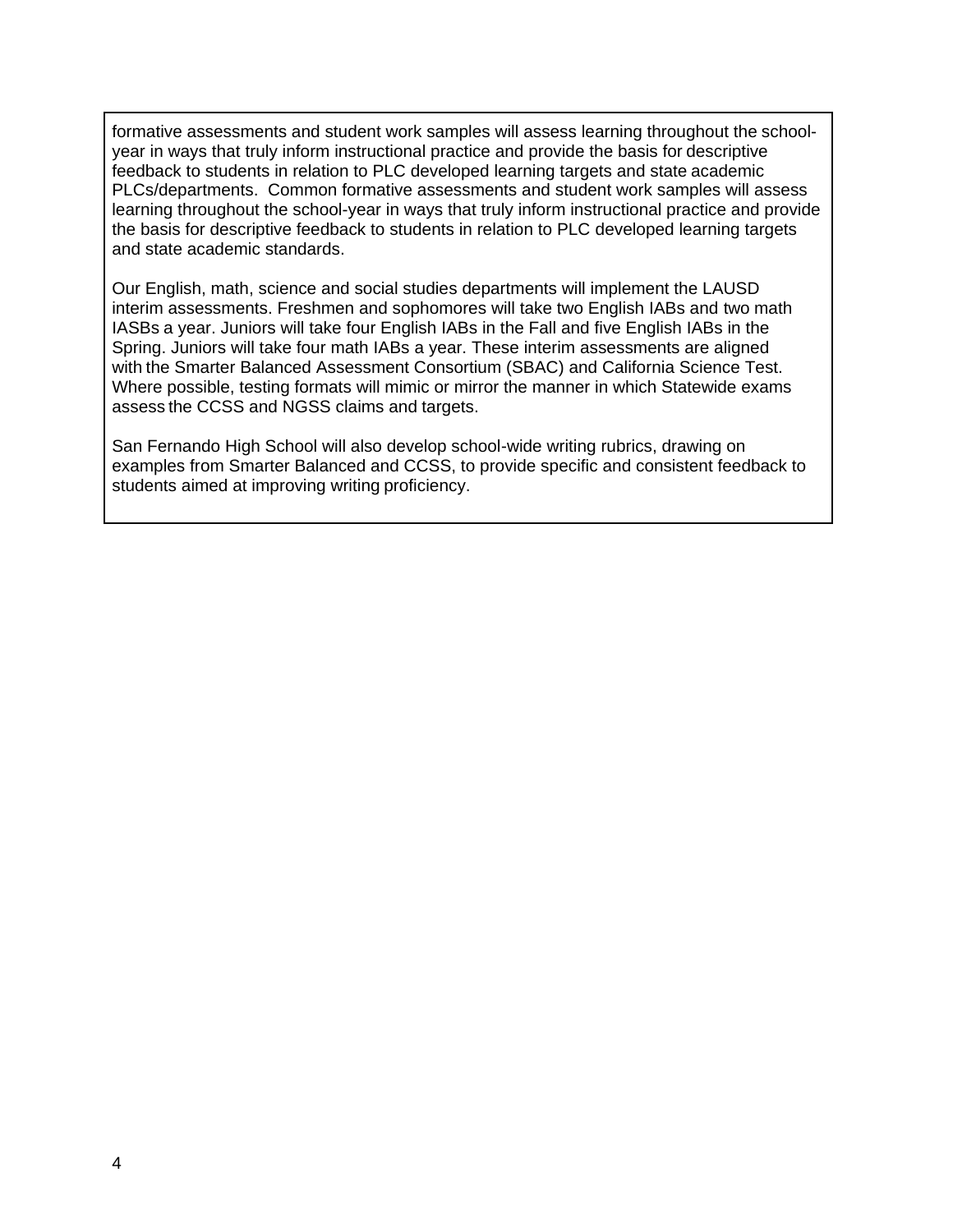formative assessments and student work samples will assess learning throughout the school-year in ways that truly inform instructional practice and provide the basis for descriptive feedback to students in relation to PLC developed learning targets and state academic PLCs/departments. Common formative assessments and student work samples will assess learning throughout the school-year in ways that truly inform instructional practice and provide the basis for descriptive feedback to students in relation to PLC developed learning targets and state academic standards.

Our English, math, science and social studies departments will implement the LAUSD interim assessments. Freshmen and sophomores will take two English IABs and two math IASBs a year. Juniors will take four English IABs in the Fall and five English IABs in the Spring. Juniors will take four math IABs a year. These interim assessments are aligned with the Smarter Balanced Assessment Consortium (SBAC) and California Science Test. Where possible, testing formats will mimic or mirror the manner in which Statewide exams assess the CCSS and NGSS claims and targets.

San Fernando High School will also develop school-wide writing rubrics, drawing on examples from Smarter Balanced and CCSS, to provide specific and consistent feedback to students aimed at improving writing proficiency.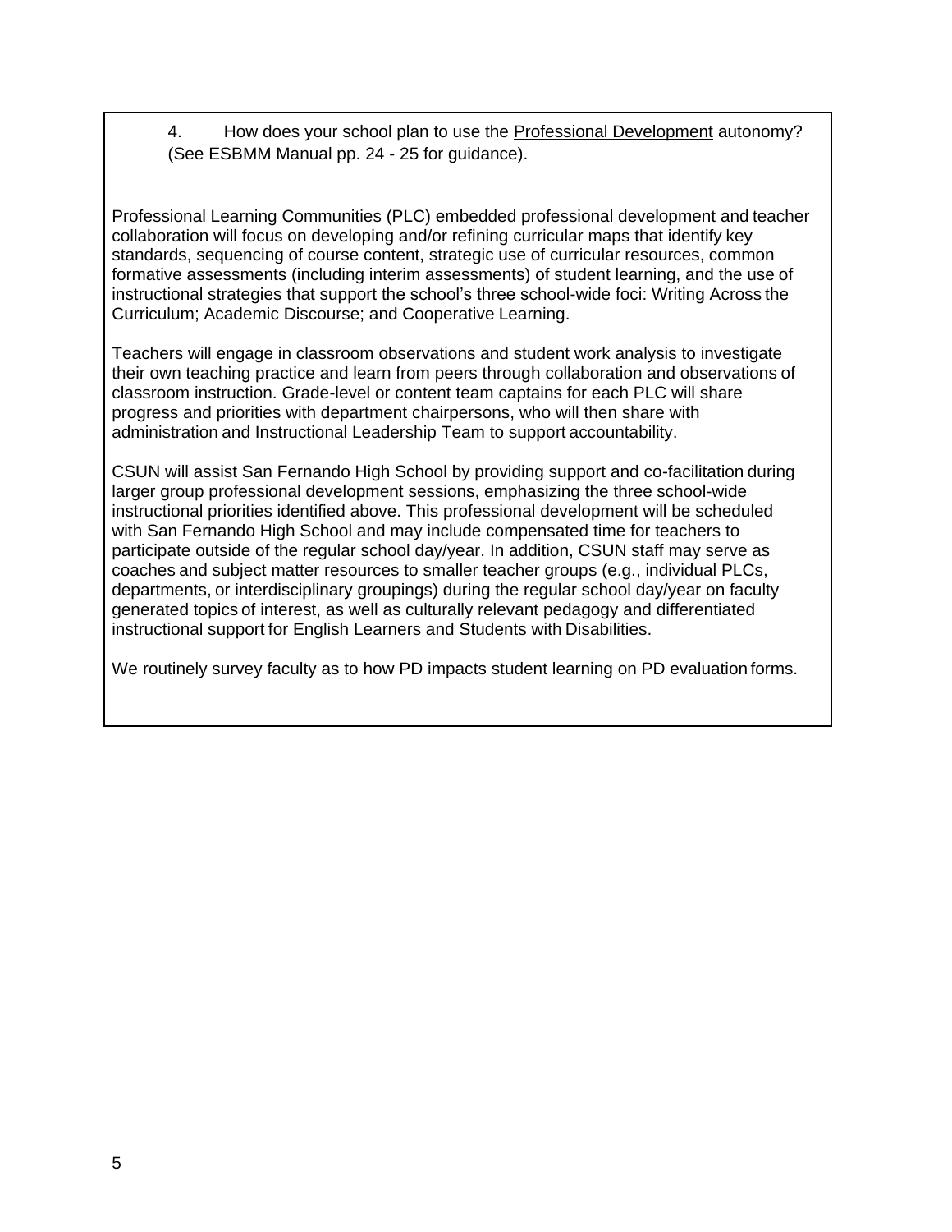4. How does your school plan to use the Professional Development autonomy? (See ESBMM Manual pp. 24 - 25 for guidance).

Professional Learning Communities (PLC) embedded professional development and teacher collaboration will focus on developing and/or refining curricular maps that identify key standards, sequencing of course content, strategic use of curricular resources, common formative assessments (including interim assessments) of student learning, and the use of instructional strategies that support the school's three school-wide foci: Writing Across the Curriculum; Academic Discourse; and Cooperative Learning.

Teachers will engage in classroom observations and student work analysis to investigate their own teaching practice and learn from peers through collaboration and observations of classroom instruction. Grade-level or content team captains for each PLC will share progress and priorities with department chairpersons, who will then share with administration and Instructional Leadership Team to support accountability.

CSUN will assist San Fernando High School by providing support and co-facilitation during larger group professional development sessions, emphasizing the three school-wide instructional priorities identified above. This professional development will be scheduled with San Fernando High School and may include compensated time for teachers to participate outside of the regular school day/year. In addition, CSUN staff may serve as coaches and subject matter resources to smaller teacher groups (e.g., individual PLCs, departments, or interdisciplinary groupings) during the regular school day/year on faculty generated topics of interest, as well as culturally relevant pedagogy and differentiated instructional support for English Learners and Students with Disabilities.

We routinely survey faculty as to how PD impacts student learning on PD evaluation forms.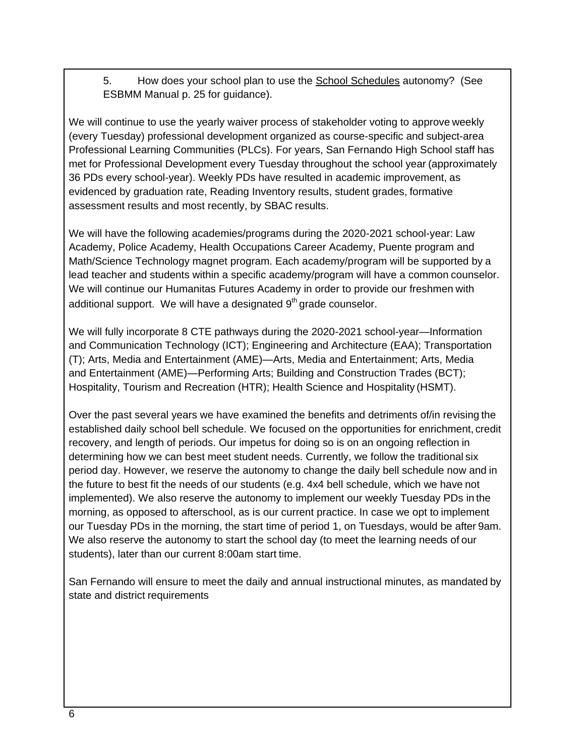5. How does your school plan to use the School Schedules autonomy? (See ESBMM Manual p. 25 for guidance).

We will continue to use the yearly waiver process of stakeholder voting to approve weekly (every Tuesday) professional development organized as course-specific and subject-area Professional Learning Communities (PLCs). For years, San Fernando High School staff has met for Professional Development every Tuesday throughout the school year (approximately 36 PDs every school-year). Weekly PDs have resulted in academic improvement, as evidenced by graduation rate, Reading Inventory results, student grades, formative assessment results and most recently, by SBAC results.

We will have the following academies/programs during the 2020-2021 school-year: Law Academy, Police Academy, Health Occupations Career Academy, Puente program and Math/Science Technology magnet program. Each academy/program will be supported by a lead teacher and students within a specific academy/program will have a common counselor. We will continue our Humanitas Futures Academy in order to provide our freshmen with additional support. We will have a designated 9th grade counselor.

We will fully incorporate 8 CTE pathways during the 2020-2021 school-year—Information and Communication Technology (ICT); Engineering and Architecture (EAA); Transportation (T); Arts, Media and Entertainment (AME)—Arts, Media and Entertainment; Arts, Media and Entertainment (AME)—Performing Arts; Building and Construction Trades (BCT); Hospitality, Tourism and Recreation (HTR); Health Science and Hospitality (HSMT).

Over the past several years we have examined the benefits and detriments of/in revising the established daily school bell schedule. We focused on the opportunities for enrichment, credit recovery, and length of periods. Our impetus for doing so is on an ongoing reflection in determining how we can best meet student needs. Currently, we follow the traditional six period day. However, we reserve the autonomy to change the daily bell schedule now and in the future to best fit the needs of our students (e.g. 4x4 bell schedule, which we have not implemented). We also reserve the autonomy to implement our weekly Tuesday PDs in the morning, as opposed to afterschool, as is our current practice. In case we opt to implement our Tuesday PDs in the morning, the start time of period 1, on Tuesdays, would be after 9am. We also reserve the autonomy to start the school day (to meet the learning needs of our students), later than our current 8:00am start time.

San Fernando will ensure to meet the daily and annual instructional minutes, as mandated by state and district requirements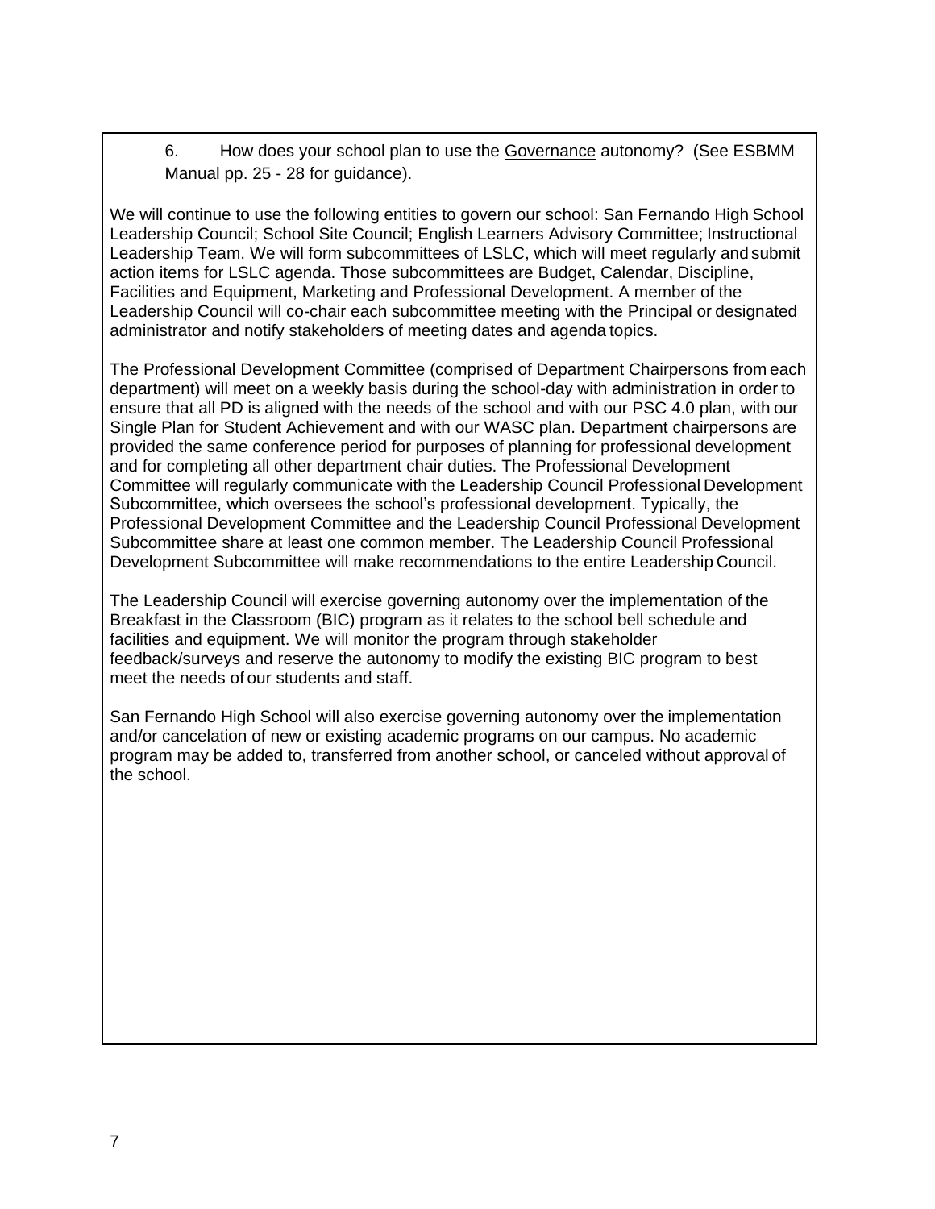6. How does your school plan to use the <u>Governance</u> autonomy? (See ESBMM Manual pp. 25 - 28 for guidance).

We will continue to use the following entities to govern our school: San Fernando High School Leadership Council; School Site Council; English Learners Advisory Committee; Instructional Leadership Team. We will form subcommittees of LSLC, which will meet regularly and submit action items for LSLC agenda. Those subcommittees are Budget, Calendar, Discipline, Facilities and Equipment, Marketing and Professional Development. A member of the Leadership Council will co-chair each subcommittee meeting with the Principal or designated administrator and notify stakeholders of meeting dates and agenda topics.

The Professional Development Committee (comprised of Department Chairpersons from each department) will meet on a weekly basis during the school-day with administration in order to ensure that all PD is aligned with the needs of the school and with our PSC 4.0 plan, with our Single Plan for Student Achievement and with our WASC plan. Department chairpersons are provided the same conference period for purposes of planning for professional development and for completing all other department chair duties. The Professional Development Committee will regularly communicate with the Leadership Council Professional Development Subcommittee, which oversees the school's professional development. Typically, the Professional Development Committee and the Leadership Council Professional Development Subcommittee share at least one common member. The Leadership Council Professional Development Subcommittee will make recommendations to the entire Leadership Council.

The Leadership Council will exercise governing autonomy over the implementation of the Breakfast in the Classroom (BIC) program as it relates to the school bell schedule and facilities and equipment. We will monitor the program through stakeholder feedback/surveys and reserve the autonomy to modify the existing BIC program to best meet the needs of our students and staff.

San Fernando High School will also exercise governing autonomy over the implementation and/or cancelation of new or existing academic programs on our campus. No academic program may be added to, transferred from another school, or canceled without approval of the school.